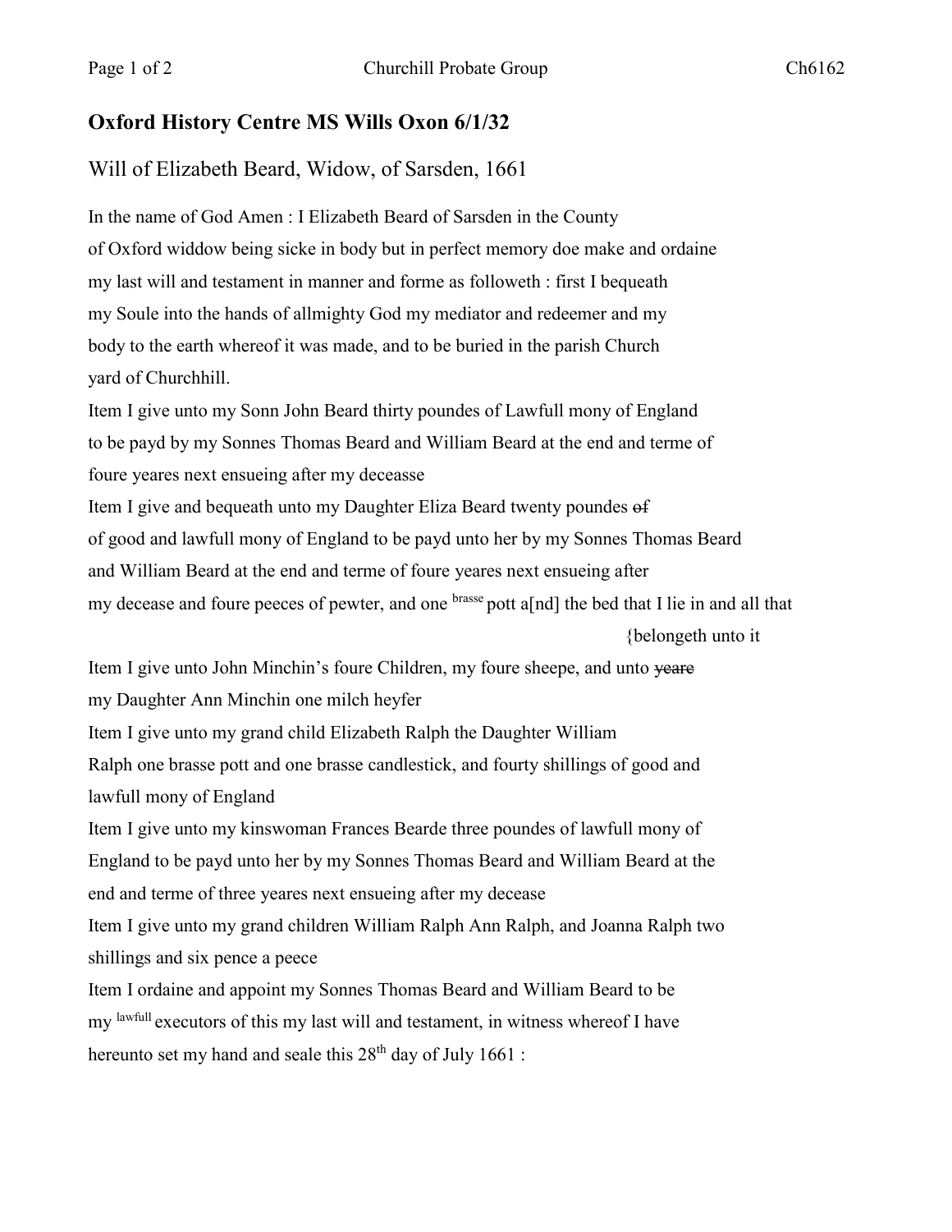## Oxford History Centre MS Wills Oxon 6/1/32

Will of Elizabeth Beard, Widow, of Sarsden, 1661

In the name of God Amen : I Elizabeth Beard of Sarsden in the County
of Oxford widdow being sicke in body but in perfect memory doe make and ordaine
my last will and testament in manner and forme as followeth : first I bequeath
my Soule into the hands of allmighty God my mediator and redeemer and my
body to the earth whereof it was made, and to be buried in the parish Church
yard of Churchhill.

Item I give unto my Sonn John Beard thirty poundes of Lawfull mony of England
to be payd by my Sonnes Thomas Beard and William Beard at the end and terme of
foure yeares next ensueing after my deceasse

Item I give and bequeath unto my Daughter Eliza Beard twenty poundes ~~of~~
of good and lawfull mony of England to be payd unto her by my Sonnes Thomas Beard
and William Beard at the end and terme of foure yeares next ensueing after
my decease and foure peeces of pewter, and one brasse pott a[nd] the bed that I lie in and all that
{belongeth unto it

Item I give unto John Minchin's foure Children, my foure sheepe, and unto ~~yeare~~
my Daughter Ann Minchin one milch heyfer

Item I give unto my grand child Elizabeth Ralph the Daughter William
Ralph one brasse pott and one brasse candlestick, and fourty shillings of good and
lawfull mony of England

Item I give unto my kinswoman Frances Bearde three poundes of lawfull mony of
England to be payd unto her by my Sonnes Thomas Beard and William Beard at the
end and terme of three yeares next ensueing after my decease

Item I give unto my grand children William Ralph Ann Ralph, and Joanna Ralph two
shillings and six pence a peece

Item I ordaine and appoint my Sonnes Thomas Beard and William Beard to be
my lawfull executors of this my last will and testament, in witness whereof I have
hereunto set my hand and seale this 28th day of July 1661 :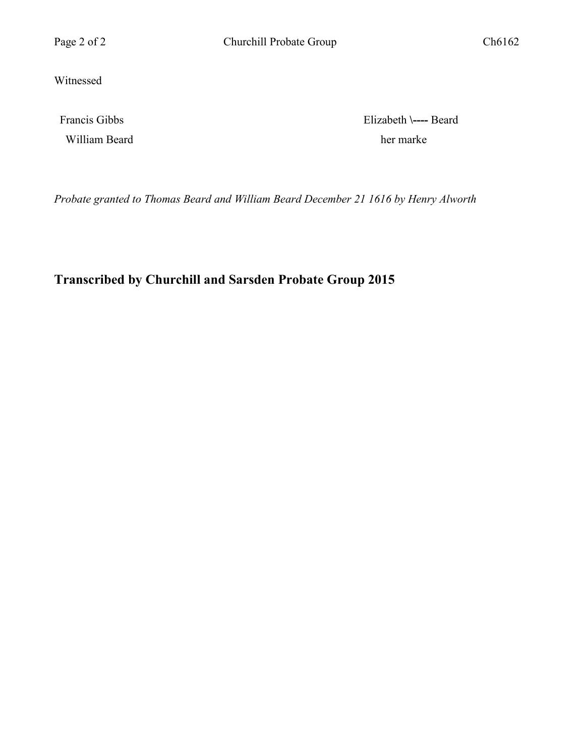Witnessed

Francis Gibbs                                        Elizabeth \---- Beard

William Beard                                        her marke

*Probate granted to Thomas Beard and William Beard December 21 1616 by Henry Alworth*

**Transcribed by Churchill and Sarsden Probate Group 2015**